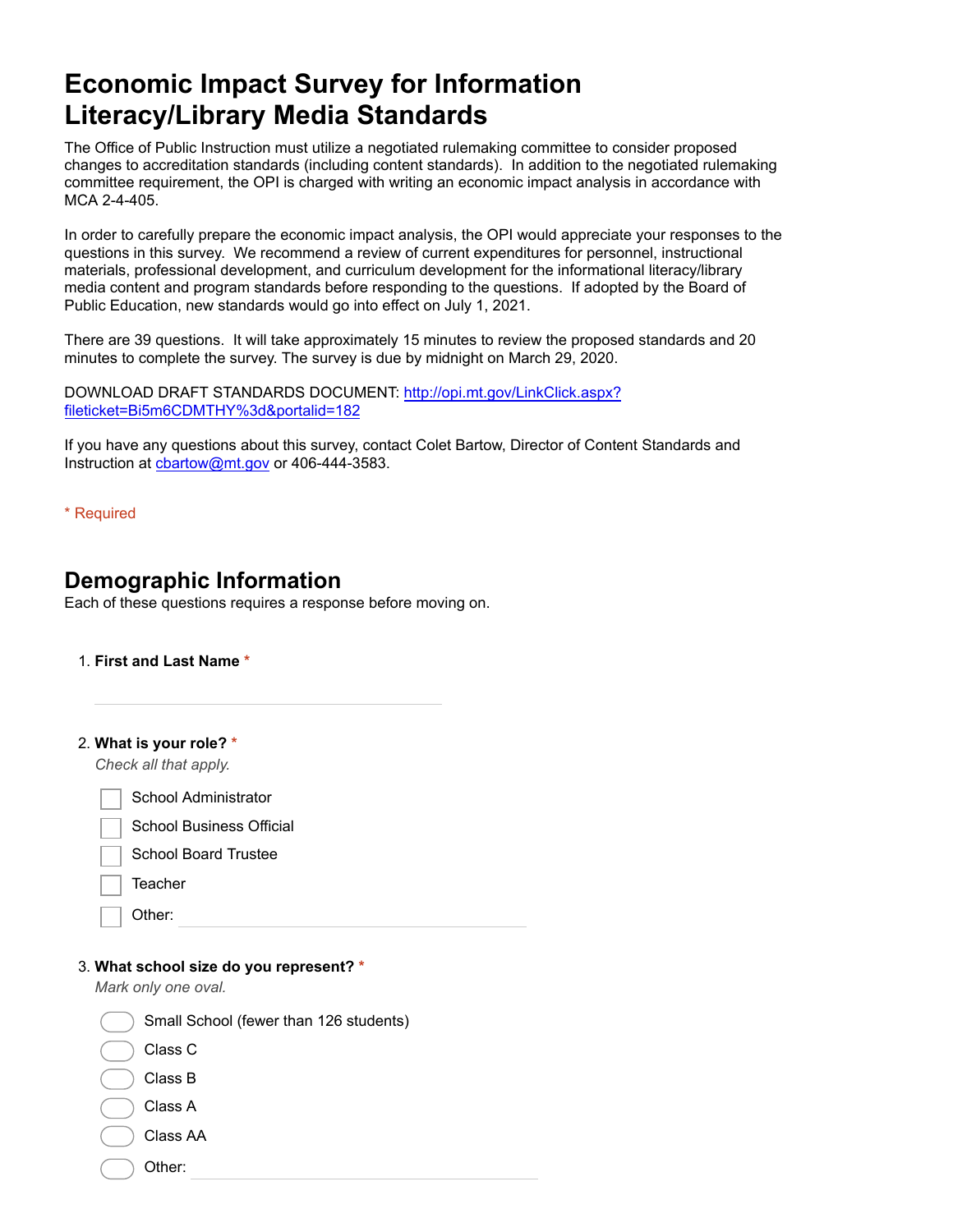# Economic Impact Survey for Information Literacy/Library Media Standards

The Office of Public Instruction must utilize a negotiated rulemaking committee to consider proposed changes to accreditation standards (including content standards). In addition to the negotiated rulemaking committee requirement, the OPI is charged with writing an economic impact analysis in accordance with MCA 2-4-405.

In order to carefully prepare the economic impact analysis, the OPI would appreciate your responses to the questions in this survey. We recommend a review of current expenditures for personnel, instructional materials, professional development, and curriculum development for the informational literacy/library media content and program standards before responding to the questions. If adopted by the Board of Public Education, new standards would go into effect on July 1, 2021.

There are 39 questions. It will take approximately 15 minutes to review the proposed standards and 20 minutes to complete the survey. The survey is due by midnight on March 29, 2020.

DOWNLOAD DRAFT STANDARDS DOCUMENT: [http://opi.mt.gov/LinkClick.aspx?fileticket=Bi5m6CDMTHY%3d&portalid=182](http://opi.mt.gov/LinkClick.aspx?fileticket=Bi5m6CDMTHY%3d&portalid=182)

If you have any questions about this survey, contact Colet Bartow, Director of Content Standards and Instruction at [cbartow@mt.gov](mailto:cbartow@mt.gov) or 406-444-3583.

\* Required

## Demographic Information

Each of these questions requires a response before moving on.

1. **First and Last Name** *

   ______________________________

2. **What is your role?** *

   *Check all that apply.*

   - [ ] School Administrator
   - [ ] School Business Official
   - [ ] School Board Trustee
   - [ ] Teacher
   - [ ] Other: ______________________________

3. **What school size do you represent?** *

   *Mark only one oval.*

   - ( ) Small School (fewer than 126 students)
   - ( ) Class C
   - ( ) Class B
   - ( ) Class A
   - ( ) Class AA
   - ( ) Other: ______________________________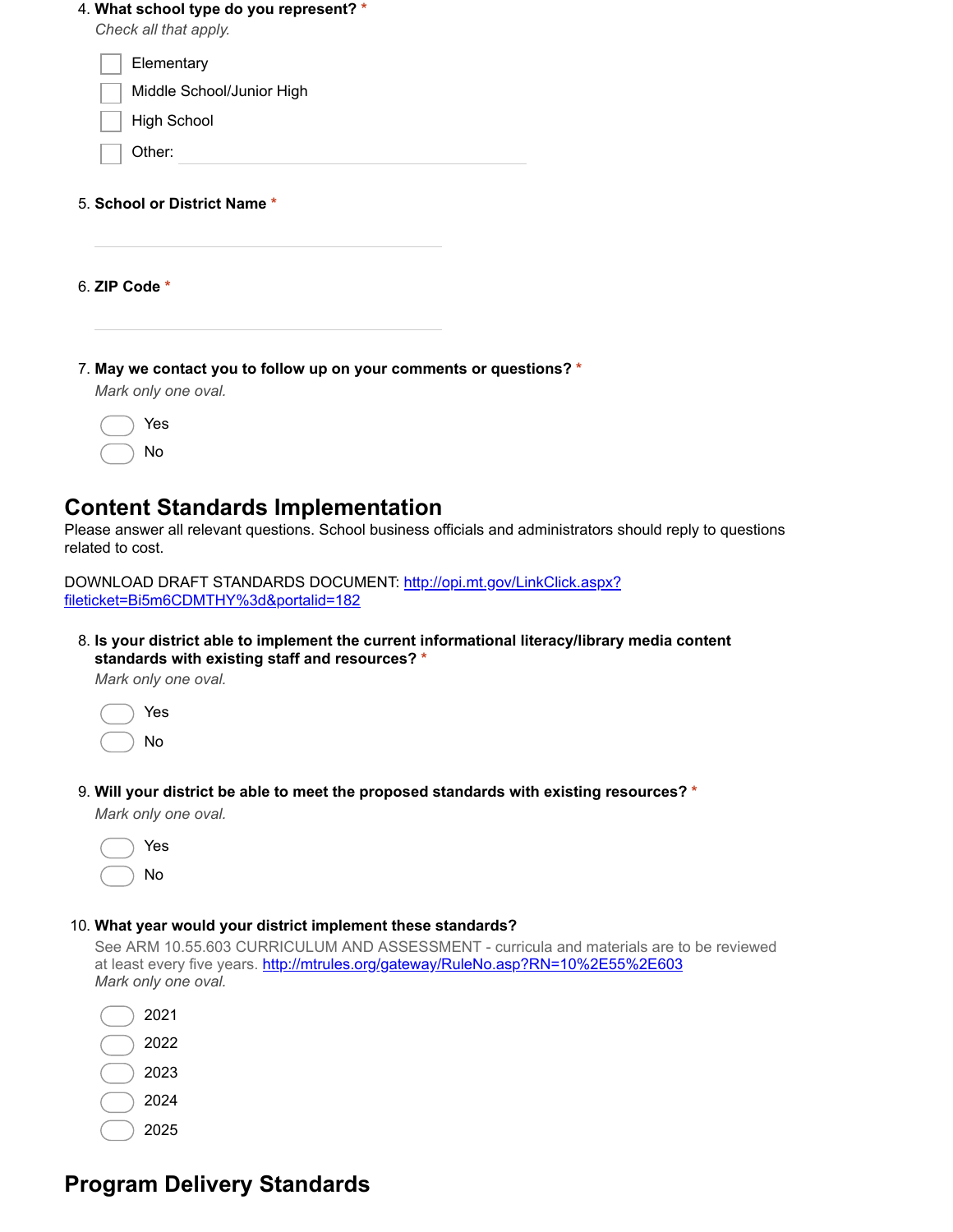4. **What school type do you represent?** *
   *Check all that apply.*

   - [ ] Elementary
   - [ ] Middle School/Junior High
   - [ ] High School
   - [ ] Other: ______________________

5. **School or District Name** *

   ______________________

6. **ZIP Code** *

   ______________________

7. **May we contact you to follow up on your comments or questions?** *
   *Mark only one oval.*

   - ( ) Yes
   - ( ) No

## Content Standards Implementation

Please answer all relevant questions. School business officials and administrators should reply to questions related to cost.

DOWNLOAD DRAFT STANDARDS DOCUMENT: [http://opi.mt.gov/LinkClick.aspx?fileticket=Bi5m6CDMTHY%3d&portalid=182](http://opi.mt.gov/LinkClick.aspx?fileticket=Bi5m6CDMTHY%3d&portalid=182)

8. **Is your district able to implement the current informational literacy/library media content standards with existing staff and resources?** *
   *Mark only one oval.*

   - ( ) Yes
   - ( ) No

9. **Will your district be able to meet the proposed standards with existing resources?** *
   *Mark only one oval.*

   - ( ) Yes
   - ( ) No

10. **What year would your district implement these standards?**
    See ARM 10.55.603 CURRICULUM AND ASSESSMENT - curricula and materials are to be reviewed at least every five years. [http://mtrules.org/gateway/RuleNo.asp?RN=10%2E55%2E603](http://mtrules.org/gateway/RuleNo.asp?RN=10%2E55%2E603)
    *Mark only one oval.*

    - ( ) 2021
    - ( ) 2022
    - ( ) 2023
    - ( ) 2024
    - ( ) 2025

## Program Delivery Standards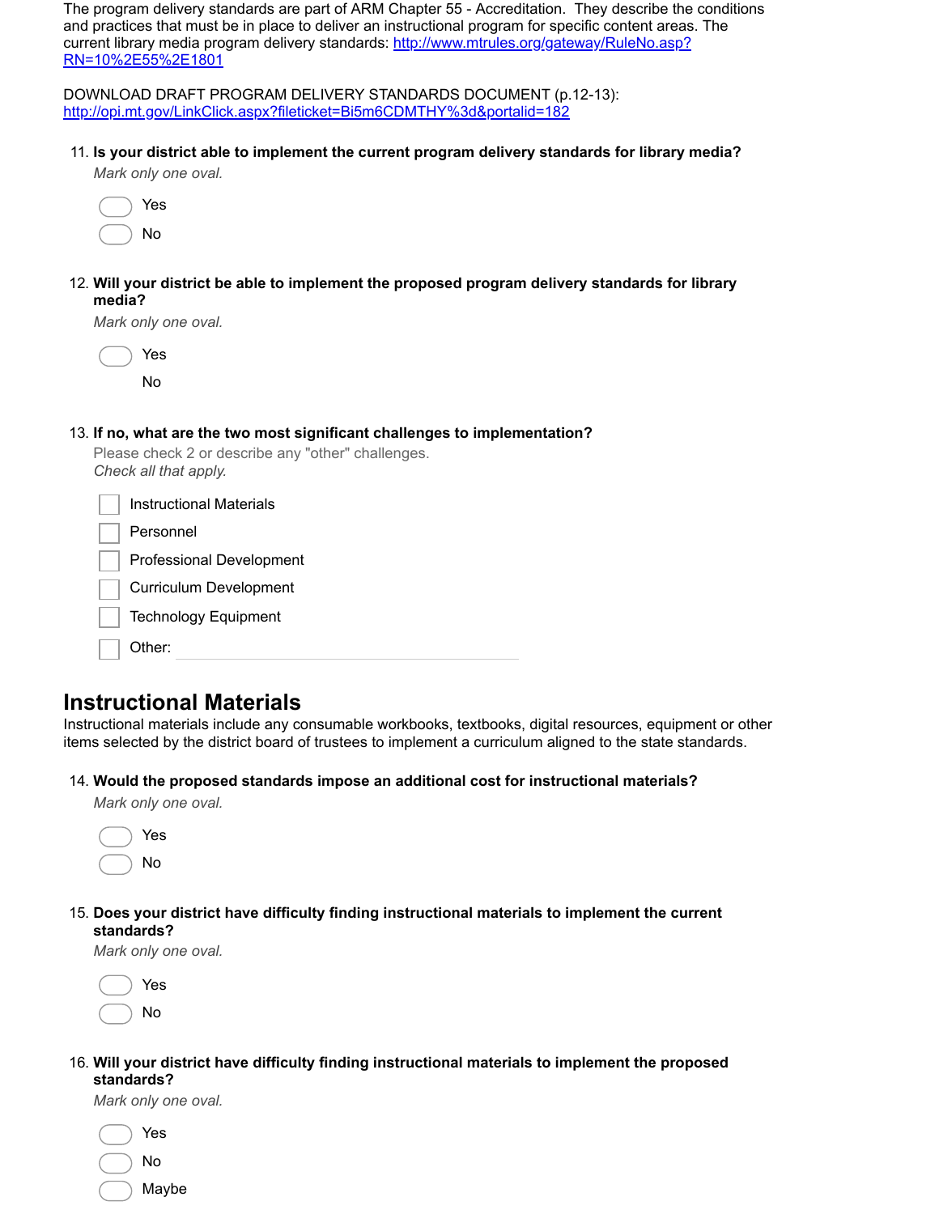The program delivery standards are part of ARM Chapter 55 - Accreditation. They describe the conditions and practices that must be in place to deliver an instructional program for specific content areas. The current library media program delivery standards: http://www.mtrules.org/gateway/RuleNo.asp?RN=10%2E55%2E1801

DOWNLOAD DRAFT PROGRAM DELIVERY STANDARDS DOCUMENT (p.12-13): http://opi.mt.gov/LinkClick.aspx?fileticket=Bi5m6CDMTHY%3d&portalid=182

11. **Is your district able to implement the current program delivery standards for library media?**

*Mark only one oval.*

- Yes
- No

12. **Will your district be able to implement the proposed program delivery standards for library media?**

*Mark only one oval.*

- Yes
- No

13. **If no, what are the two most significant challenges to implementation?**

Please check 2 or describe any "other" challenges.
*Check all that apply.*

- [ ] Instructional Materials
- [ ] Personnel
- [ ] Professional Development
- [ ] Curriculum Development
- [ ] Technology Equipment
- [ ] Other: ______________________________

## Instructional Materials

Instructional materials include any consumable workbooks, textbooks, digital resources, equipment or other items selected by the district board of trustees to implement a curriculum aligned to the state standards.

14. **Would the proposed standards impose an additional cost for instructional materials?**

*Mark only one oval.*

- Yes
- No

15. **Does your district have difficulty finding instructional materials to implement the current standards?**

*Mark only one oval.*

- Yes
- No

16. **Will your district have difficulty finding instructional materials to implement the proposed standards?**

*Mark only one oval.*

- Yes
- No
- Maybe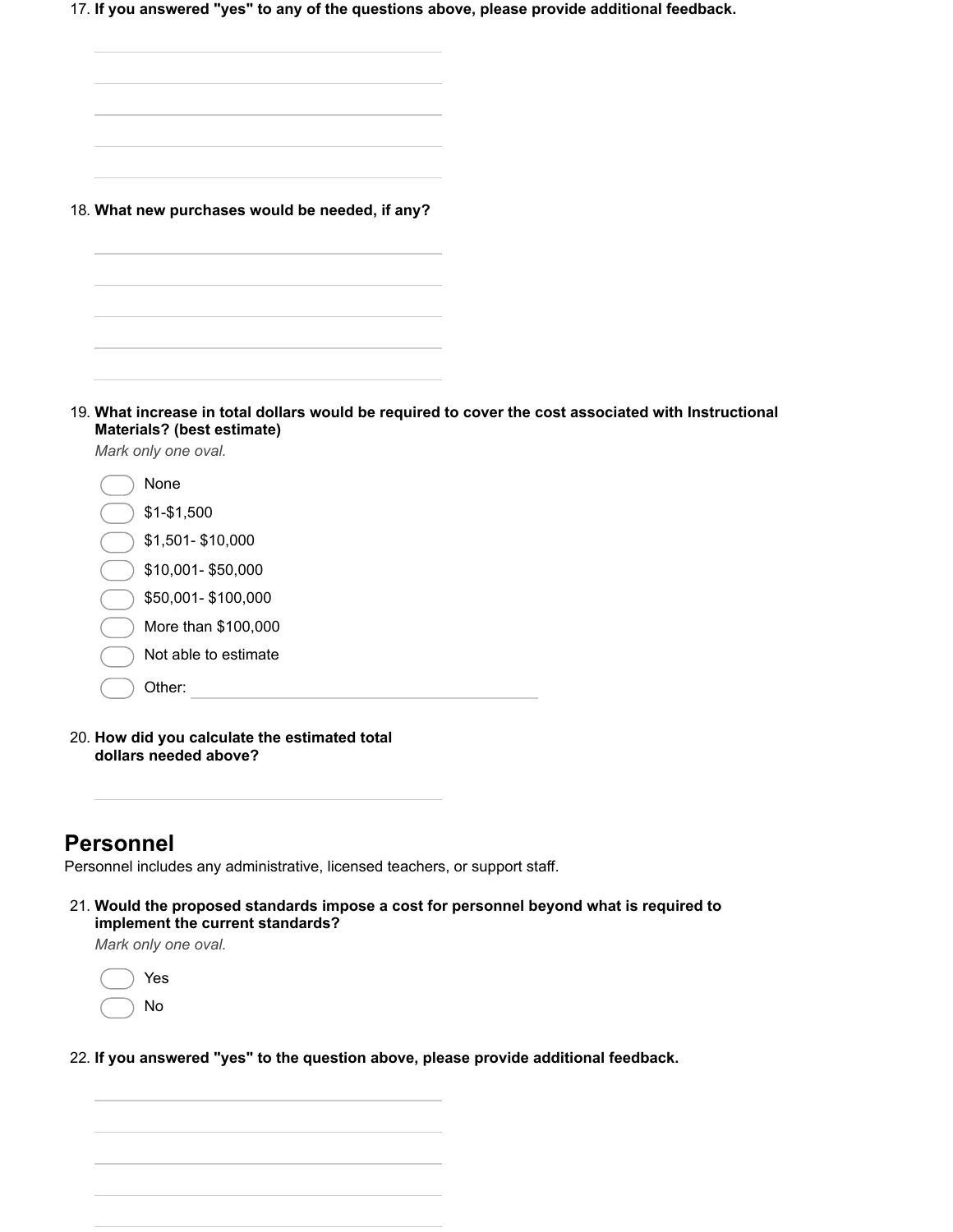17. **If you answered "yes" to any of the questions above, please provide additional feedback.**

18. **What new purchases would be needed, if any?**

19. **What increase in total dollars would be required to cover the cost associated with Instructional Materials? (best estimate)**

   *Mark only one oval.*

   - None
   - $1-$1,500
   - $1,501- $10,000
   - $10,001- $50,000
   - $50,001- $100,000
   - More than $100,000
   - Not able to estimate
   - Other: 

20. **How did you calculate the estimated total dollars needed above?**

## Personnel

Personnel includes any administrative, licensed teachers, or support staff.

21. **Would the proposed standards impose a cost for personnel beyond what is required to implement the current standards?**

   *Mark only one oval.*

   - Yes
   - No

22. **If you answered "yes" to the question above, please provide additional feedback.**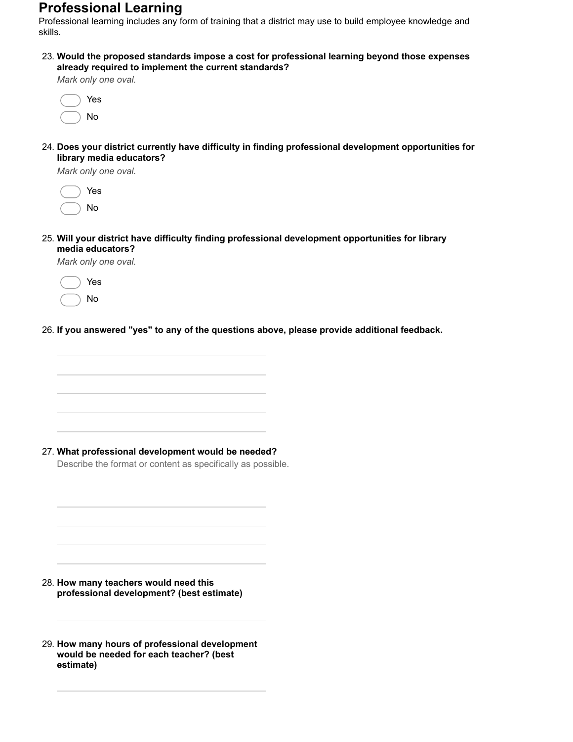# Professional Learning

Professional learning includes any form of training that a district may use to build employee knowledge and skills.

23. **Would the proposed standards impose a cost for professional learning beyond those expenses already required to implement the current standards?**

    *Mark only one oval.*

    - Yes
    - No

24. **Does your district currently have difficulty in finding professional development opportunities for library media educators?**

    *Mark only one oval.*

    - Yes
    - No

25. **Will your district have difficulty finding professional development opportunities for library media educators?**

    *Mark only one oval.*

    - Yes
    - No

26. **If you answered "yes" to any of the questions above, please provide additional feedback.**

27. **What professional development would be needed?**

    Describe the format or content as specifically as possible.

28. **How many teachers would need this professional development? (best estimate)**

29. **How many hours of professional development would be needed for each teacher? (best estimate)**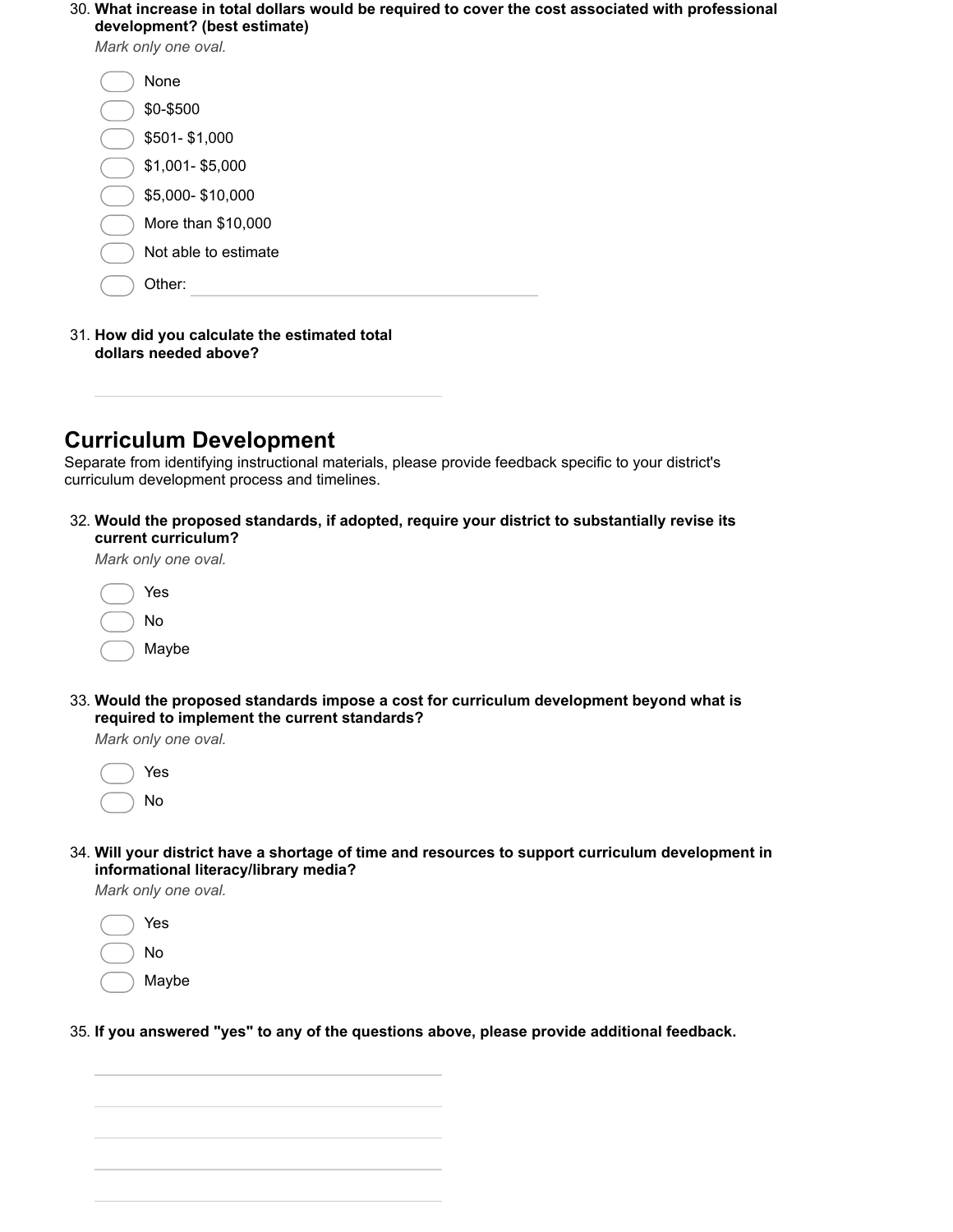30. **What increase in total dollars would be required to cover the cost associated with professional development? (best estimate)**

*Mark only one oval.*

- None
- $0-$500
- $501- $1,000
- $1,001- $5,000
- $5,000- $10,000
- More than $10,000
- Not able to estimate
- Other: ____________________

31. **How did you calculate the estimated total dollars needed above?**

____________________

## Curriculum Development

Separate from identifying instructional materials, please provide feedback specific to your district's curriculum development process and timelines.

32. **Would the proposed standards, if adopted, require your district to substantially revise its current curriculum?**

*Mark only one oval.*

- Yes
- No
- Maybe

33. **Would the proposed standards impose a cost for curriculum development beyond what is required to implement the current standards?**

*Mark only one oval.*

- Yes
- No

34. **Will your district have a shortage of time and resources to support curriculum development in informational literacy/library media?**

*Mark only one oval.*

- Yes
- No
- Maybe

35. **If you answered "yes" to any of the questions above, please provide additional feedback.**

____________________

____________________

____________________

____________________

____________________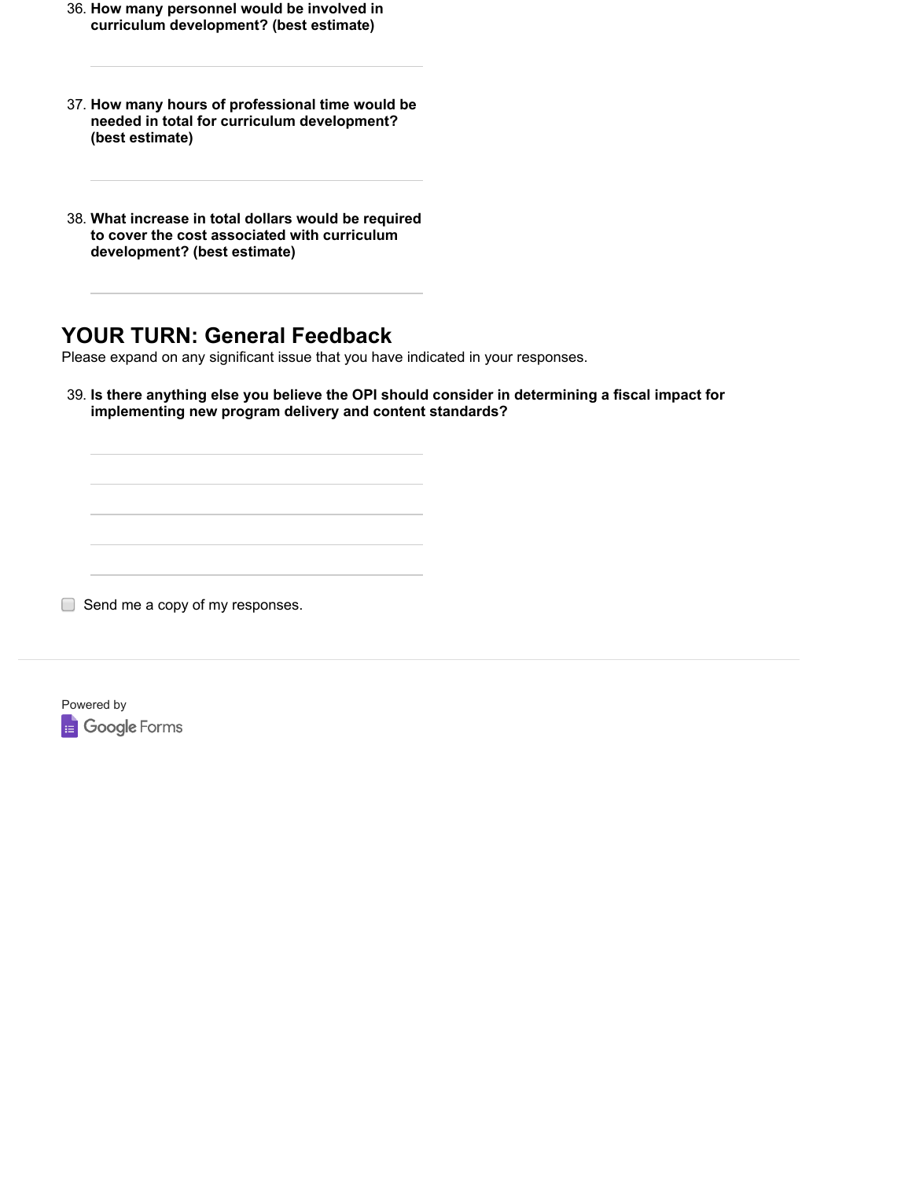36. **How many personnel would be involved in curriculum development? (best estimate)**

37. **How many hours of professional time would be needed in total for curriculum development? (best estimate)**

38. **What increase in total dollars would be required to cover the cost associated with curriculum development? (best estimate)**

## YOUR TURN: General Feedback

Please expand on any significant issue that you have indicated in your responses.

39. **Is there anything else you believe the OPI should consider in determining a fiscal impact for implementing new program delivery and content standards?**

- [ ] Send me a copy of my responses.

Powered by Google Forms